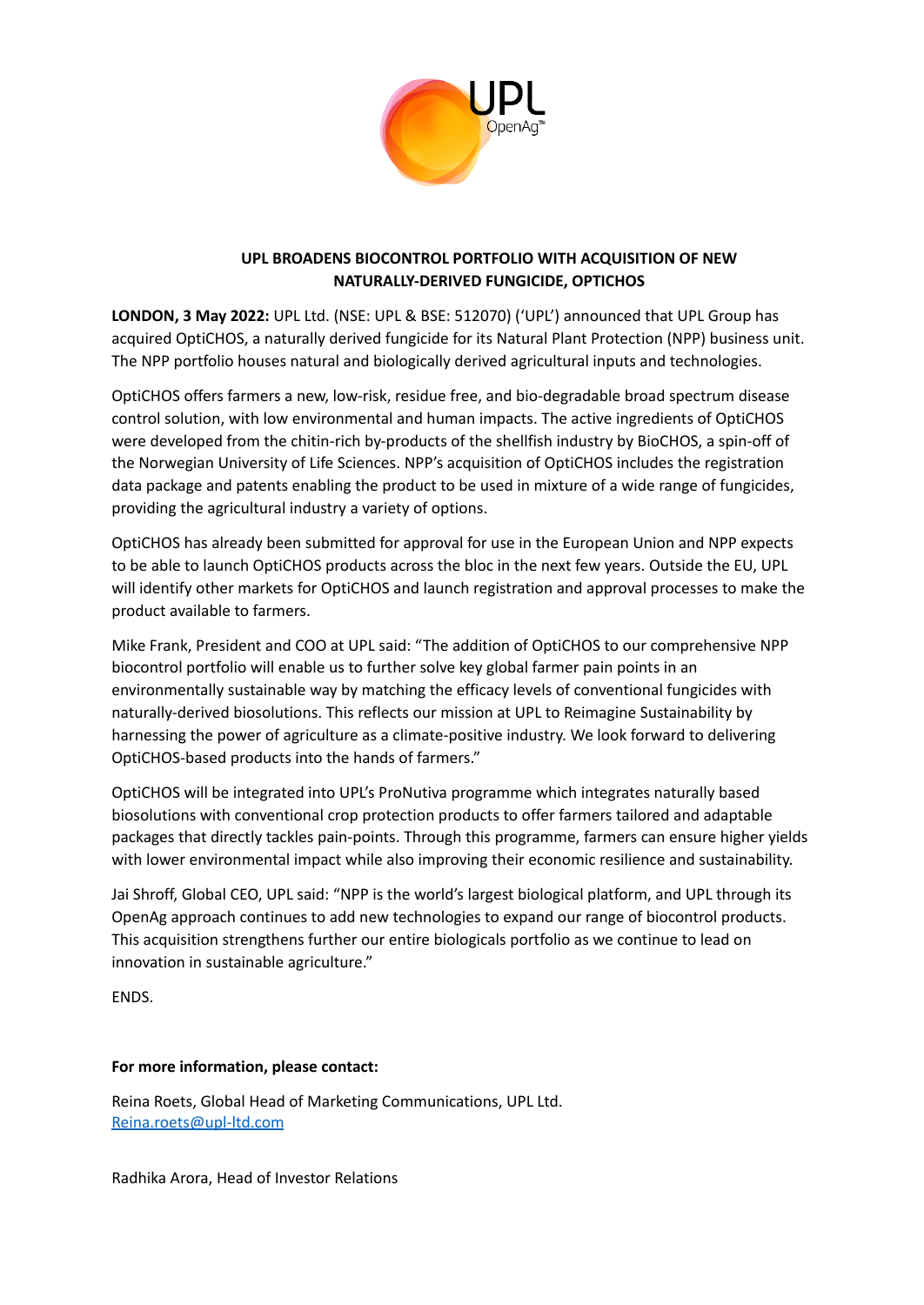## UPL BROADENS BIOCONTROL PORTFOLIO WITH ACQUISITION OF NEW NATURALLY-DERIVED FUNGICIDE, OPTICHOS

**LONDON, 3 May 2022:** UPL Ltd. (NSE: UPL & BSE: 512070) ('UPL') announced that UPL Group has acquired OptiCHOS, a naturally derived fungicide for its Natural Plant Protection (NPP) business unit. The NPP portfolio houses natural and biologically derived agricultural inputs and technologies.

OptiCHOS offers farmers a new, low-risk, residue free, and bio-degradable broad spectrum disease control solution, with low environmental and human impacts. The active ingredients of OptiCHOS were developed from the chitin-rich by-products of the shellfish industry by BioCHOS, a spin-off of the Norwegian University of Life Sciences. NPP's acquisition of OptiCHOS includes the registration data package and patents enabling the product to be used in mixture of a wide range of fungicides, providing the agricultural industry a variety of options.

OptiCHOS has already been submitted for approval for use in the European Union and NPP expects to be able to launch OptiCHOS products across the bloc in the next few years. Outside the EU, UPL will identify other markets for OptiCHOS and launch registration and approval processes to make the product available to farmers.

Mike Frank, President and COO at UPL said: "The addition of OptiCHOS to our comprehensive NPP biocontrol portfolio will enable us to further solve key global farmer pain points in an environmentally sustainable way by matching the efficacy levels of conventional fungicides with naturally-derived biosolutions. This reflects our mission at UPL to Reimagine Sustainability by harnessing the power of agriculture as a climate-positive industry. We look forward to delivering OptiCHOS-based products into the hands of farmers."

OptiCHOS will be integrated into UPL's ProNutiva programme which integrates naturally based biosolutions with conventional crop protection products to offer farmers tailored and adaptable packages that directly tackles pain-points. Through this programme, farmers can ensure higher yields with lower environmental impact while also improving their economic resilience and sustainability.

Jai Shroff, Global CEO, UPL said: "NPP is the world's largest biological platform, and UPL through its OpenAg approach continues to add new technologies to expand our range of biocontrol products. This acquisition strengthens further our entire biologicals portfolio as we continue to lead on innovation in sustainable agriculture."

ENDS.

**For more information, please contact:**

Reina Roets, Global Head of Marketing Communications, UPL Ltd.
Reina.roets@upl-ltd.com

Radhika Arora, Head of Investor Relations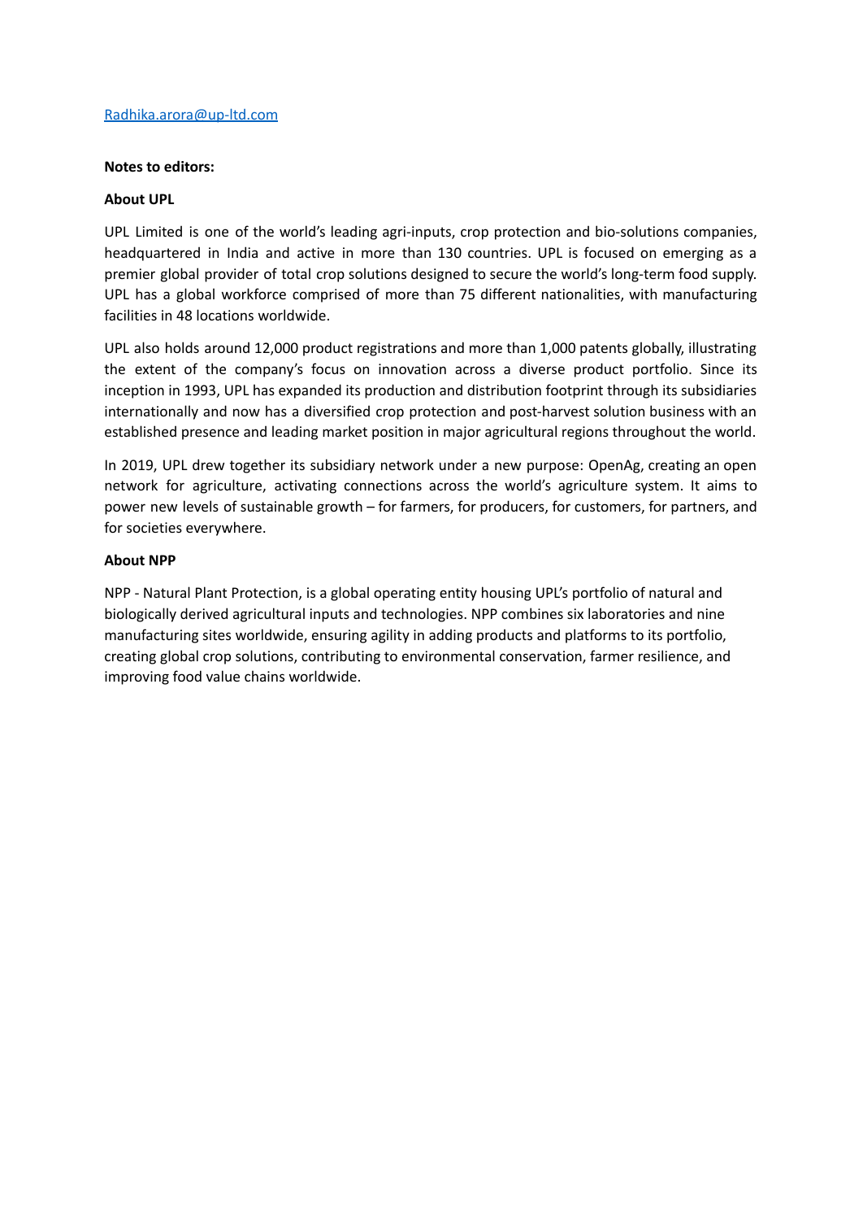[Radhika.arora@up-ltd.com](mailto:Radhika.arora@up-ltd.com)

**Notes to editors:**

**About UPL**

UPL Limited is one of the world's leading agri-inputs, crop protection and bio-solutions companies, headquartered in India and active in more than 130 countries. UPL is focused on emerging as a premier global provider of total crop solutions designed to secure the world's long-term food supply. UPL has a global workforce comprised of more than 75 different nationalities, with manufacturing facilities in 48 locations worldwide.

UPL also holds around 12,000 product registrations and more than 1,000 patents globally, illustrating the extent of the company's focus on innovation across a diverse product portfolio. Since its inception in 1993, UPL has expanded its production and distribution footprint through its subsidiaries internationally and now has a diversified crop protection and post-harvest solution business with an established presence and leading market position in major agricultural regions throughout the world.

In 2019, UPL drew together its subsidiary network under a new purpose: OpenAg, creating an open network for agriculture, activating connections across the world's agriculture system. It aims to power new levels of sustainable growth – for farmers, for producers, for customers, for partners, and for societies everywhere.

**About NPP**

NPP - Natural Plant Protection, is a global operating entity housing UPL's portfolio of natural and biologically derived agricultural inputs and technologies. NPP combines six laboratories and nine manufacturing sites worldwide, ensuring agility in adding products and platforms to its portfolio, creating global crop solutions, contributing to environmental conservation, farmer resilience, and improving food value chains worldwide.